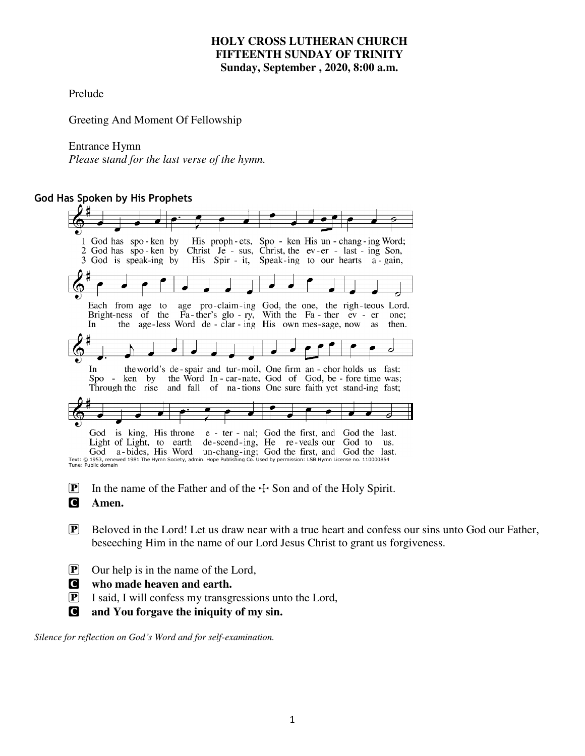**HOLY CROSS LUTHERAN CHURCH**
**FIFTEENTH SUNDAY OF TRINITY**
**Sunday, September , 2020, 8:00 a.m.**

Prelude

Greeting And Moment Of Fellowship

Entrance Hymn
*Please stand for the last verse of the hymn.*

**God Has Spoken by His Prophets**

1 God has spoken by His prophets, Spoken His unchanging Word;
Each from age to age proclaiming God, the one, the righteous Lord.
In the world's despair and turmoil, One firm anchor holds us fast:
God is king, His throne eternal; God the first, and God the last.

2 God has spoken by Christ Jesus, Christ, the everlasting Son,
Brightness of the Father's glory, With the Father ever one;
Spoken by the Word Incarnate, God of God, before time was;
Light of Light, to earth descending, He reveals our God to us.

3 God is speaking by His Spirit, Speaking to our hearts again,
In the ageless Word declaring His own message, now as then.
Through the rise and fall of nations One sure faith yet standing fast;
God abides, His Word unchanging; God the first, and God the last.

Text: © 1953, renewed 1981 The Hymn Society, admin. Hope Publishing Co. Used by permission: LSB Hymn License no. 110000854
Tune: Public domain

P In the name of the Father and of the ☩ Son and of the Holy Spirit.
C **Amen.**

P Beloved in the Lord! Let us draw near with a true heart and confess our sins unto God our Father, beseeching Him in the name of our Lord Jesus Christ to grant us forgiveness.

P Our help is in the name of the Lord,
C **who made heaven and earth.**
P I said, I will confess my transgressions unto the Lord,
C **and You forgave the iniquity of my sin.**

*Silence for reflection on God's Word and for self-examination.*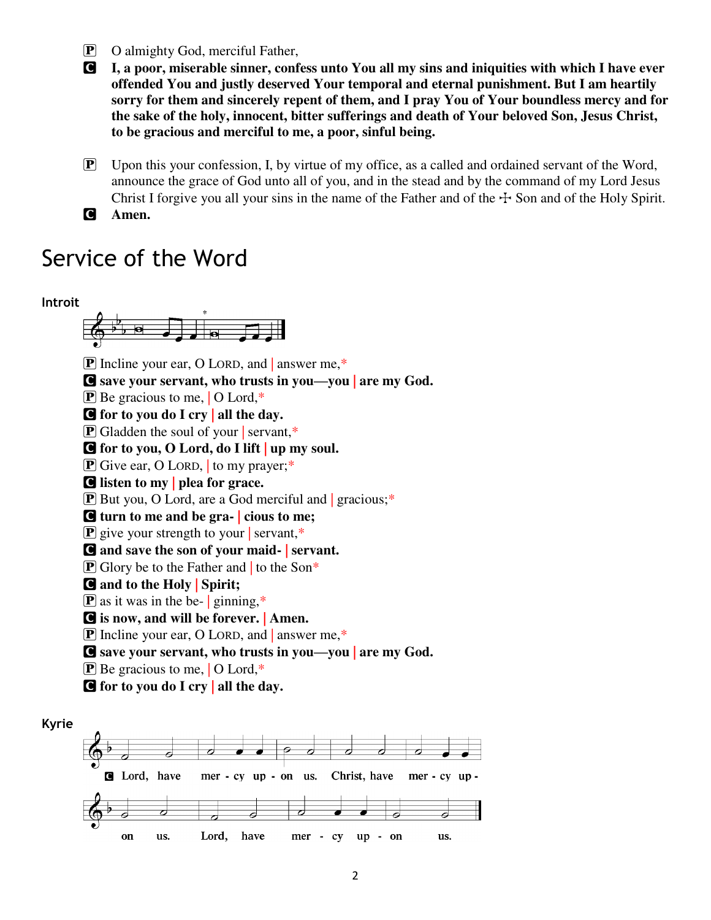P O almighty God, merciful Father,

C **I, a poor, miserable sinner, confess unto You all my sins and iniquities with which I have ever offended You and justly deserved Your temporal and eternal punishment. But I am heartily sorry for them and sincerely repent of them, and I pray You of Your boundless mercy and for the sake of the holy, innocent, bitter sufferings and death of Your beloved Son, Jesus Christ, to be gracious and merciful to me, a poor, sinful being.**

P Upon this your confession, I, by virtue of my office, as a called and ordained servant of the Word, announce the grace of God unto all of you, and in the stead and by the command of my Lord Jesus Christ I forgive you all your sins in the name of the Father and of the ☩ Son and of the Holy Spirit.

C **Amen.**

# Service of the Word

## Introit

P Incline your ear, O LORD, and | answer me,*
C **save your servant, who trusts in you—you | are my God.**
P Be gracious to me, | O Lord,*
C **for to you do I cry | all the day.**
P Gladden the soul of your | servant,*
C **for to you, O Lord, do I lift | up my soul.**
P Give ear, O LORD, | to my prayer;*
C **listen to my | plea for grace.**
P But you, O Lord, are a God merciful and | gracious;*
C **turn to me and be gra- | cious to me;**
P give your strength to your | servant,*
C **and save the son of your maid- | servant.**
P Glory be to the Father and | to the Son*
C **and to the Holy | Spirit;**
P as it was in the be- | ginning,*
C **is now, and will be forever. | Amen.**
P Incline your ear, O LORD, and | answer me,*
C **save your servant, who trusts in you—you | are my God.**
P Be gracious to me, | O Lord,*
C **for to you do I cry | all the day.**

## Kyrie

C Lord, have mercy upon us. Christ, have mercy upon us. Lord, have mercy upon us.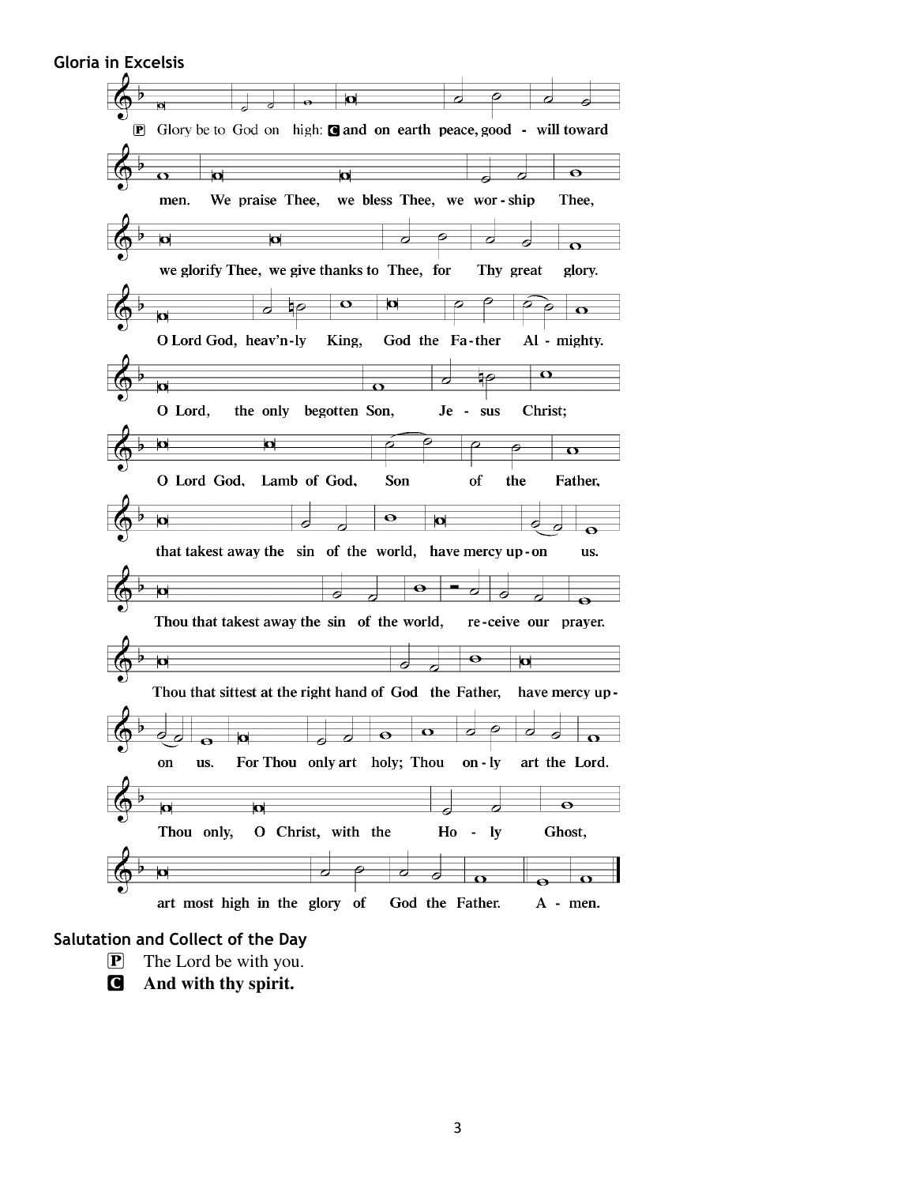## Gloria in Excelsis

P Glory be to God on high: **C and on earth peace, good - will toward men. We praise Thee, we bless Thee, we wor - ship Thee, we glorify Thee, we give thanks to Thee, for Thy great glory. O Lord God, heav'n-ly King, God the Fa-ther Al - mighty. O Lord, the only begotten Son, Je - sus Christ; O Lord God, Lamb of God, Son of the Father, that takest away the sin of the world, have mercy up-on us. Thou that takest away the sin of the world, re-ceive our prayer. Thou that sittest at the right hand of God the Father, have mercy up-on us. For Thou only art holy; Thou on-ly art the Lord. Thou only, O Christ, with the Ho - ly Ghost, art most high in the glory of God the Father. A - men.**

## Salutation and Collect of the Day

P The Lord be with you.

**C And with thy spirit.**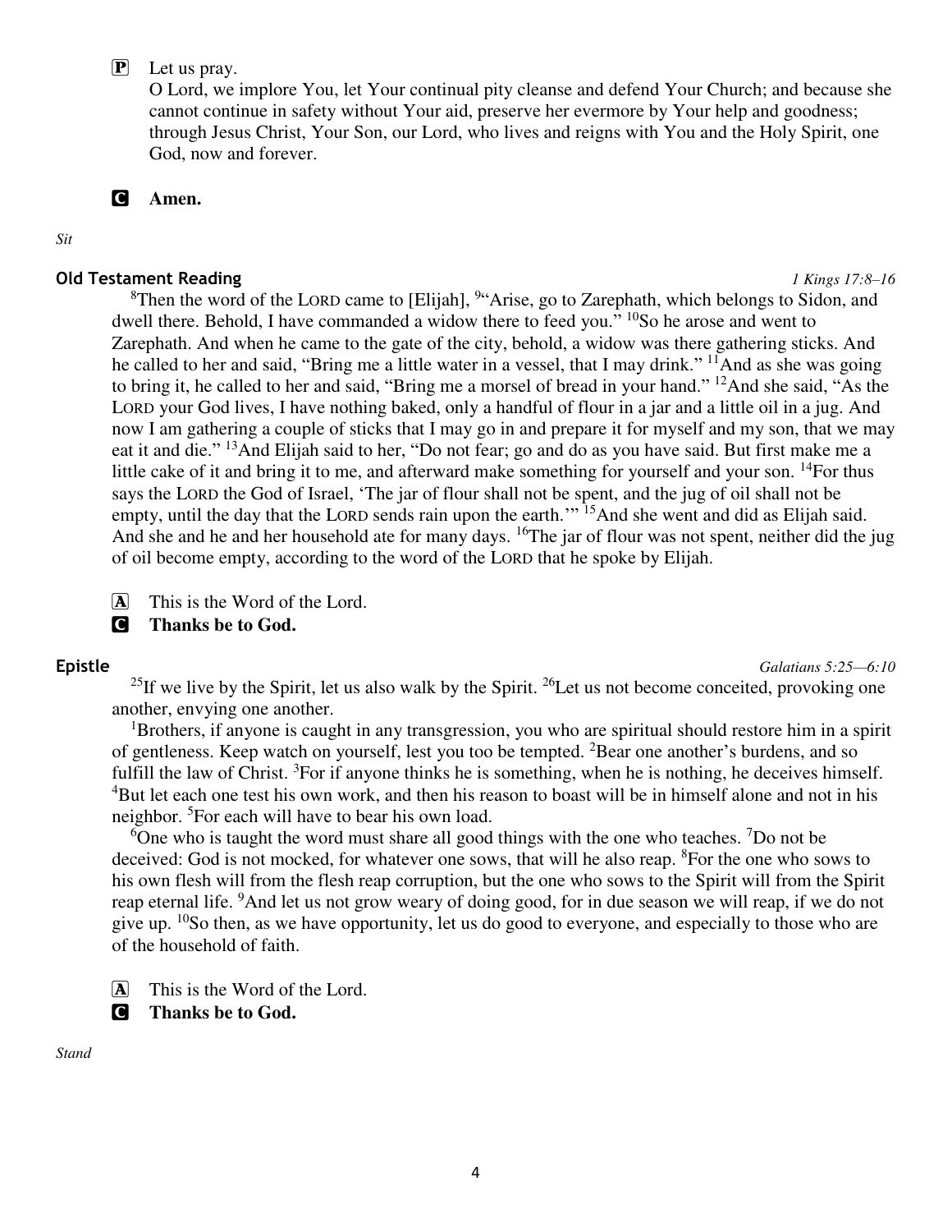**P** Let us pray.
O Lord, we implore You, let Your continual pity cleanse and defend Your Church; and because she cannot continue in safety without Your aid, preserve her evermore by Your help and goodness; through Jesus Christ, Your Son, our Lord, who lives and reigns with You and the Holy Spirit, one God, now and forever.

**C** **Amen.**

*Sit*

### Old Testament Reading *1 Kings 17:8–16*

[8]Then the word of the LORD came to [Elijah], [9]"Arise, go to Zarephath, which belongs to Sidon, and dwell there. Behold, I have commanded a widow there to feed you." [10]So he arose and went to Zarephath. And when he came to the gate of the city, behold, a widow was there gathering sticks. And he called to her and said, "Bring me a little water in a vessel, that I may drink." [11]And as she was going to bring it, he called to her and said, "Bring me a morsel of bread in your hand." [12]And she said, "As the LORD your God lives, I have nothing baked, only a handful of flour in a jar and a little oil in a jug. And now I am gathering a couple of sticks that I may go in and prepare it for myself and my son, that we may eat it and die." [13]And Elijah said to her, "Do not fear; go and do as you have said. But first make me a little cake of it and bring it to me, and afterward make something for yourself and your son. [14]For thus says the LORD the God of Israel, 'The jar of flour shall not be spent, and the jug of oil shall not be empty, until the day that the LORD sends rain upon the earth.'" [15]And she went and did as Elijah said. And she and he and her household ate for many days. [16]The jar of flour was not spent, neither did the jug of oil become empty, according to the word of the LORD that he spoke by Elijah.

**A** This is the Word of the Lord.
**C** **Thanks be to God.**

### Epistle *Galatians 5:25—6:10*

[25]If we live by the Spirit, let us also walk by the Spirit. [26]Let us not become conceited, provoking one another, envying one another.

[1]Brothers, if anyone is caught in any transgression, you who are spiritual should restore him in a spirit of gentleness. Keep watch on yourself, lest you too be tempted. [2]Bear one another's burdens, and so fulfill the law of Christ. [3]For if anyone thinks he is something, when he is nothing, he deceives himself. [4]But let each one test his own work, and then his reason to boast will be in himself alone and not in his neighbor. [5]For each will have to bear his own load.

[6]One who is taught the word must share all good things with the one who teaches. [7]Do not be deceived: God is not mocked, for whatever one sows, that will he also reap. [8]For the one who sows to his own flesh will from the flesh reap corruption, but the one who sows to the Spirit will from the Spirit reap eternal life. [9]And let us not grow weary of doing good, for in due season we will reap, if we do not give up. [10]So then, as we have opportunity, let us do good to everyone, and especially to those who are of the household of faith.

**A** This is the Word of the Lord.
**C** **Thanks be to God.**

*Stand*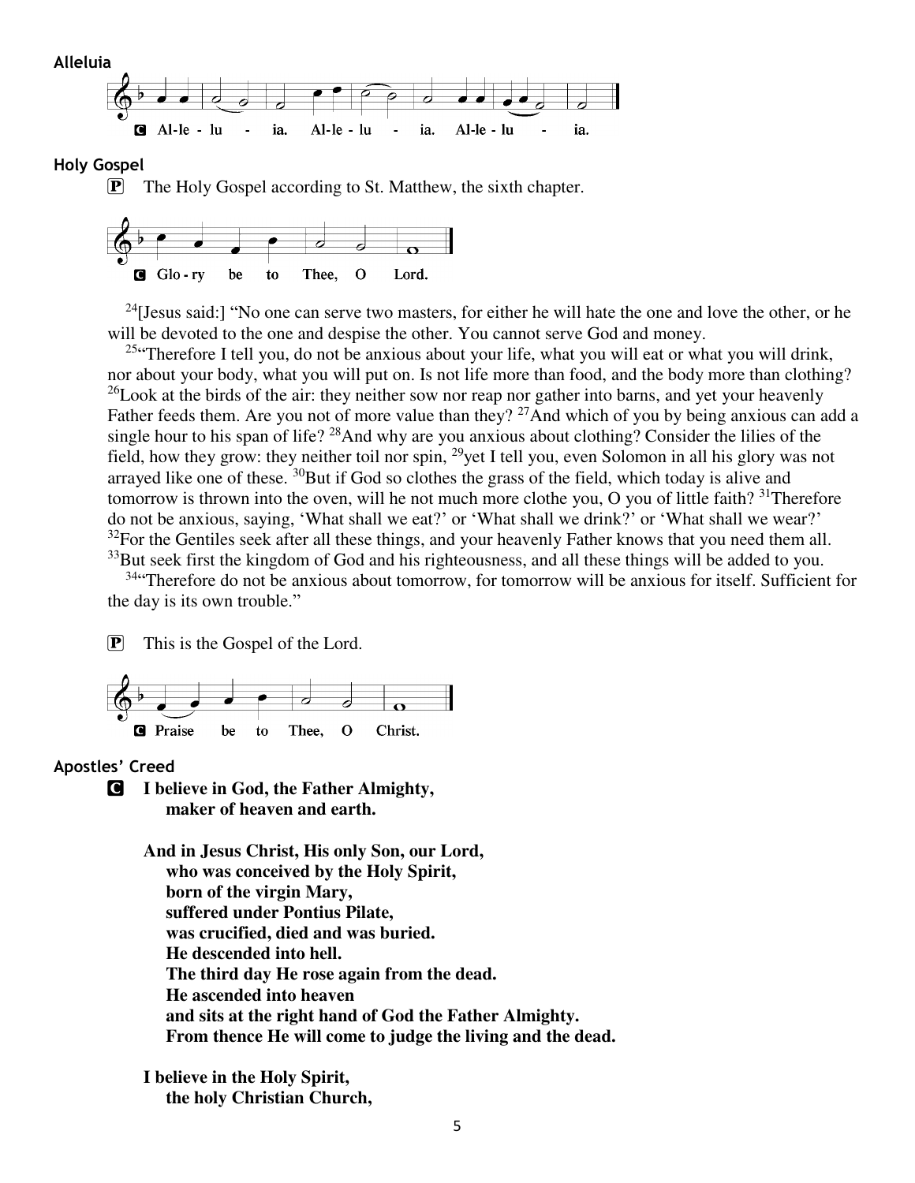**Alleluia**

C Al-le - lu - ia. Al-le - lu - ia. Al-le - lu - ia.

**Holy Gospel**

P The Holy Gospel according to St. Matthew, the sixth chapter.

C Glo - ry be to Thee, O Lord.

[24][Jesus said:] "No one can serve two masters, for either he will hate the one and love the other, or he will be devoted to the one and despise the other. You cannot serve God and money.

[25]"Therefore I tell you, do not be anxious about your life, what you will eat or what you will drink, nor about your body, what you will put on. Is not life more than food, and the body more than clothing? [26]Look at the birds of the air: they neither sow nor reap nor gather into barns, and yet your heavenly Father feeds them. Are you not of more value than they? [27]And which of you by being anxious can add a single hour to his span of life? [28]And why are you anxious about clothing? Consider the lilies of the field, how they grow: they neither toil nor spin, [29]yet I tell you, even Solomon in all his glory was not arrayed like one of these. [30]But if God so clothes the grass of the field, which today is alive and tomorrow is thrown into the oven, will he not much more clothe you, O you of little faith? [31]Therefore do not be anxious, saying, 'What shall we eat?' or 'What shall we drink?' or 'What shall we wear?' [32]For the Gentiles seek after all these things, and your heavenly Father knows that you need them all. [33]But seek first the kingdom of God and his righteousness, and all these things will be added to you.

[34]"Therefore do not be anxious about tomorrow, for tomorrow will be anxious for itself. Sufficient for the day is its own trouble."

P This is the Gospel of the Lord.

C Praise be to Thee, O Christ.

**Apostles' Creed**

C **I believe in God, the Father Almighty,**
**maker of heaven and earth.**

**And in Jesus Christ, His only Son, our Lord,**
**who was conceived by the Holy Spirit,**
**born of the virgin Mary,**
**suffered under Pontius Pilate,**
**was crucified, died and was buried.**
**He descended into hell.**
**The third day He rose again from the dead.**
**He ascended into heaven**
**and sits at the right hand of God the Father Almighty.**
**From thence He will come to judge the living and the dead.**

**I believe in the Holy Spirit,**
**the holy Christian Church,**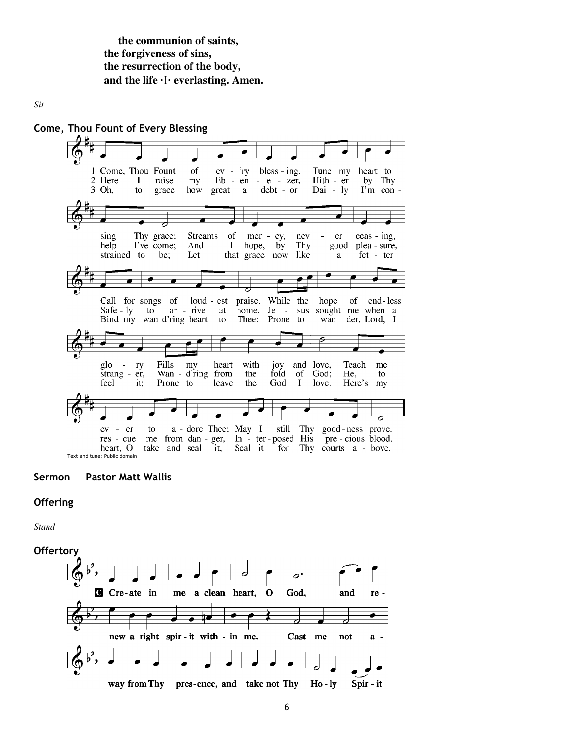**the communion of saints,**
**the forgiveness of sins,**
**the resurrection of the body,**
**and the life ☩ everlasting. Amen.**

*Sit*

**Come, Thou Fount of Every Blessing**

1 Come, Thou Fount of ev - 'ry bless - ing, Tune my heart to sing Thy grace; Streams of mer - cy, nev - er ceas - ing, Call for songs of loud - est praise. While the hope of end - less glo - ry Fills my heart with joy and love, Teach me ev - er to a - dore Thee; May I still Thy good - ness prove.

2 Here I raise my Eb - en - e - zer, Hith - er by Thy help I've come; And I hope, by Thy good plea - sure, Safe - ly to ar - rive at home. Je - sus sought me when a strang - er, Wan - d'ring from the fold of God; He, to res - cue me from dan - ger, In - ter - posed His pre - cious blood.

3 Oh, to grace how great a debt - or Dai - ly I'm con - strained to be; Let that grace now like a fet - ter Bind my wan-d'ring heart to Thee: Prone to wan - der, Lord, I feel it; Prone to leave the God I love. Here's my heart, O take and seal it, Seal it for Thy courts a - bove.

Text and tune: Public domain

**Sermon Pastor Matt Wallis**

**Offering**

*Stand*

**Offertory**

**C** **Cre - ate in me a clean heart, O God, and re - new a right spir - it with - in me. Cast me not a - way from Thy pres - ence, and take not Thy Ho - ly Spir - it**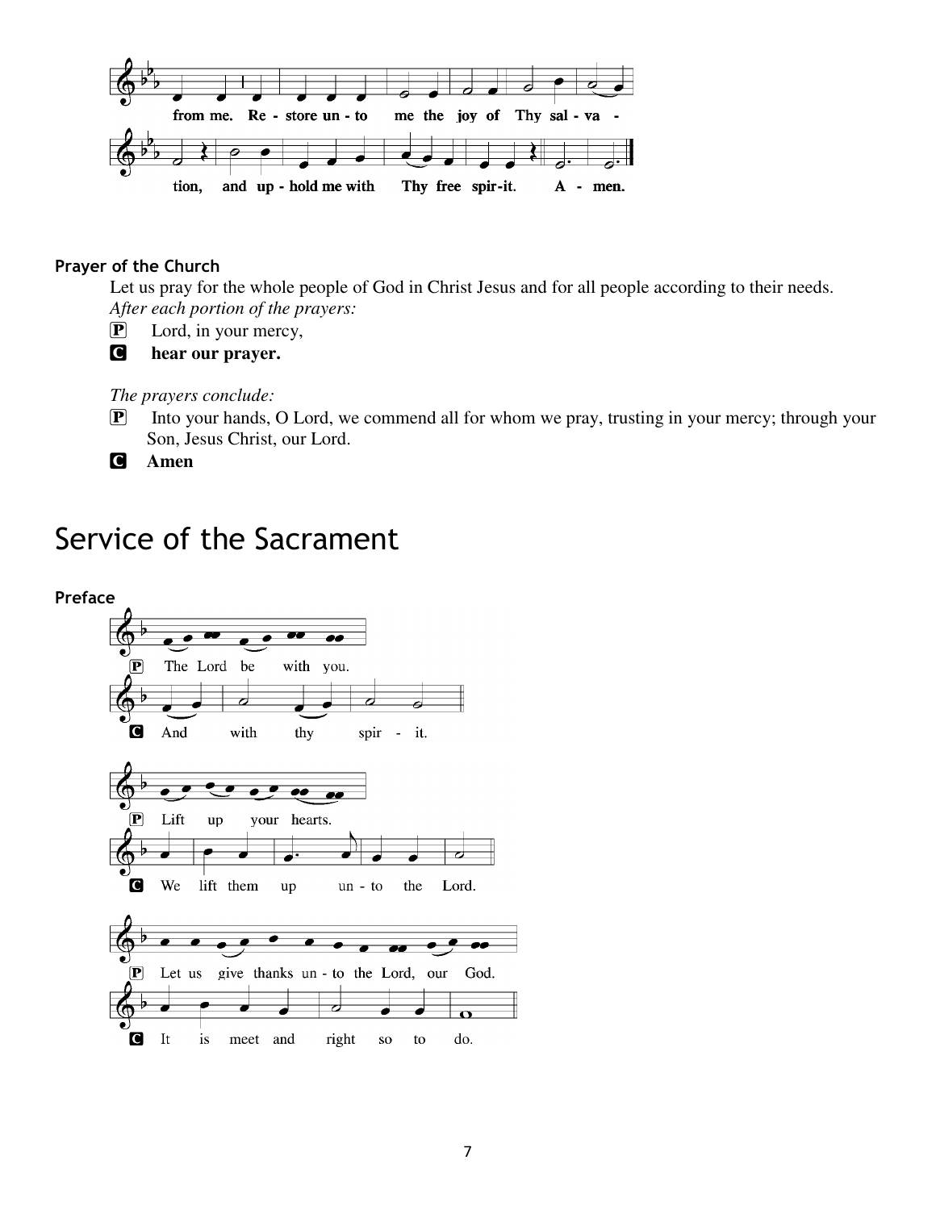from me. Re - store un - to me the joy of Thy sal - va - tion, and up - hold me with Thy free spir-it. A - men.

### Prayer of the Church

Let us pray for the whole people of God in Christ Jesus and for all people according to their needs.

*After each portion of the prayers:*

P Lord, in your mercy,

**C hear our prayer.**

*The prayers conclude:*

P Into your hands, O Lord, we commend all for whom we pray, trusting in your mercy; through your Son, Jesus Christ, our Lord.

**C Amen**

# Service of the Sacrament

### Preface

P The Lord be with you.

C And with thy spir - it.

P Lift up your hearts.

C We lift them up un - to the Lord.

P Let us give thanks un - to the Lord, our God.

C It is meet and right so to do.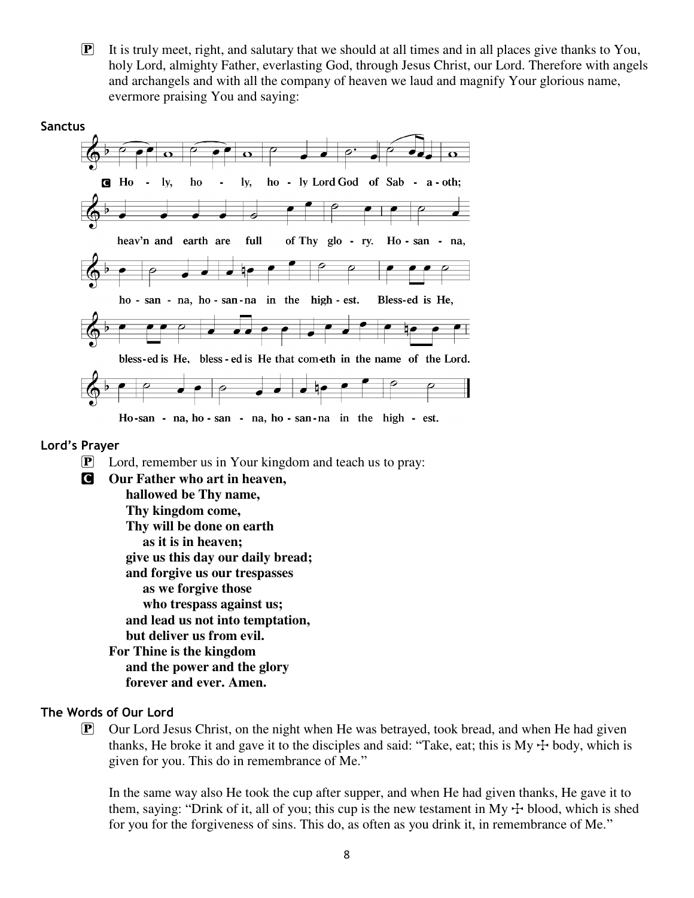P It is truly meet, right, and salutary that we should at all times and in all places give thanks to You, holy Lord, almighty Father, everlasting God, through Jesus Christ, our Lord. Therefore with angels and archangels and with all the company of heaven we laud and magnify Your glorious name, evermore praising You and saying:

## Sanctus

C Ho - ly, ho - ly, ho - ly Lord God of Sab - a - oth;
heav'n and earth are full of Thy glo - ry. Ho - san - na,
ho - san - na, ho - san - na in the high - est. Bless-ed is He,
bless - ed is He, bless - ed is He that com-eth in the name of the Lord.
Ho-san - na, ho - san - na, ho - san - na in the high - est.

## Lord's Prayer

P Lord, remember us in Your kingdom and teach us to pray:

C **Our Father who art in heaven,**
**hallowed be Thy name,**
**Thy kingdom come,**
**Thy will be done on earth**
**as it is in heaven;**
**give us this day our daily bread;**
**and forgive us our trespasses**
**as we forgive those**
**who trespass against us;**
**and lead us not into temptation,**
**but deliver us from evil.**
**For Thine is the kingdom**
**and the power and the glory**
**forever and ever. Amen.**

## The Words of Our Lord

P Our Lord Jesus Christ, on the night when He was betrayed, took bread, and when He had given thanks, He broke it and gave it to the disciples and said: "Take, eat; this is My ☩ body, which is given for you. This do in remembrance of Me."

In the same way also He took the cup after supper, and when He had given thanks, He gave it to them, saying: "Drink of it, all of you; this cup is the new testament in My ☩ blood, which is shed for you for the forgiveness of sins. This do, as often as you drink it, in remembrance of Me."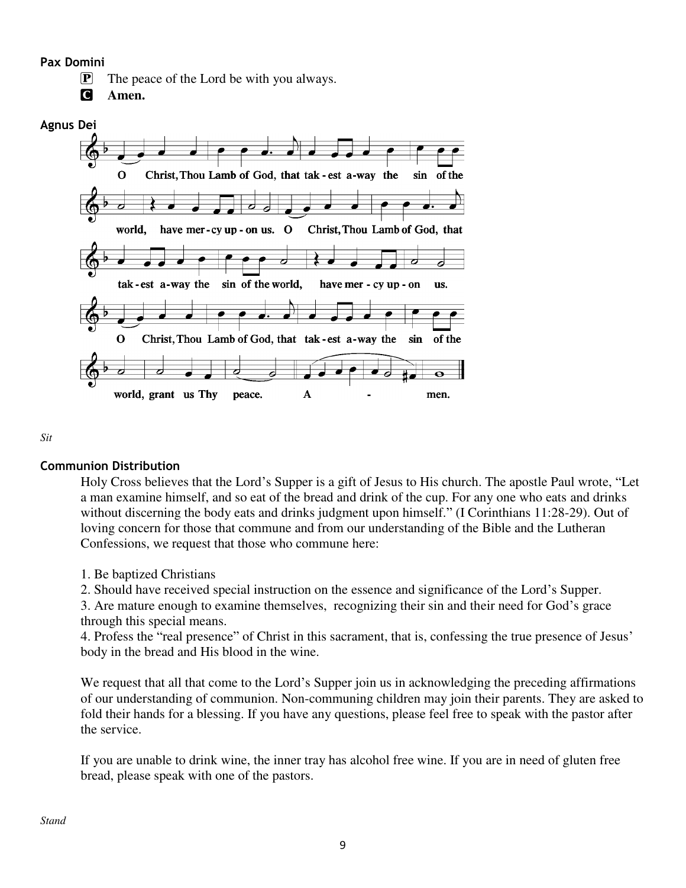**Pax Domini**

P The peace of the Lord be with you always.

C **Amen.**

**Agnus Dei**

O Christ, Thou Lamb of God, that tak-est a-way the sin of the world, have mer-cy up-on us. O Christ, Thou Lamb of God, that tak-est a-way the sin of the world, have mer-cy up-on us. O Christ, Thou Lamb of God, that tak-est a-way the sin of the world, grant us Thy peace. A - men.

*Sit*

**Communion Distribution**

Holy Cross believes that the Lord's Supper is a gift of Jesus to His church. The apostle Paul wrote, "Let a man examine himself, and so eat of the bread and drink of the cup. For any one who eats and drinks without discerning the body eats and drinks judgment upon himself." (I Corinthians 11:28-29). Out of loving concern for those that commune and from our understanding of the Bible and the Lutheran Confessions, we request that those who commune here:

1. Be baptized Christians
2. Should have received special instruction on the essence and significance of the Lord's Supper.
3. Are mature enough to examine themselves, recognizing their sin and their need for God's grace through this special means.
4. Profess the "real presence" of Christ in this sacrament, that is, confessing the true presence of Jesus' body in the bread and His blood in the wine.

We request that all that come to the Lord's Supper join us in acknowledging the preceding affirmations of our understanding of communion. Non-communing children may join their parents. They are asked to fold their hands for a blessing. If you have any questions, please feel free to speak with the pastor after the service.

If you are unable to drink wine, the inner tray has alcohol free wine. If you are in need of gluten free bread, please speak with one of the pastors.

*Stand*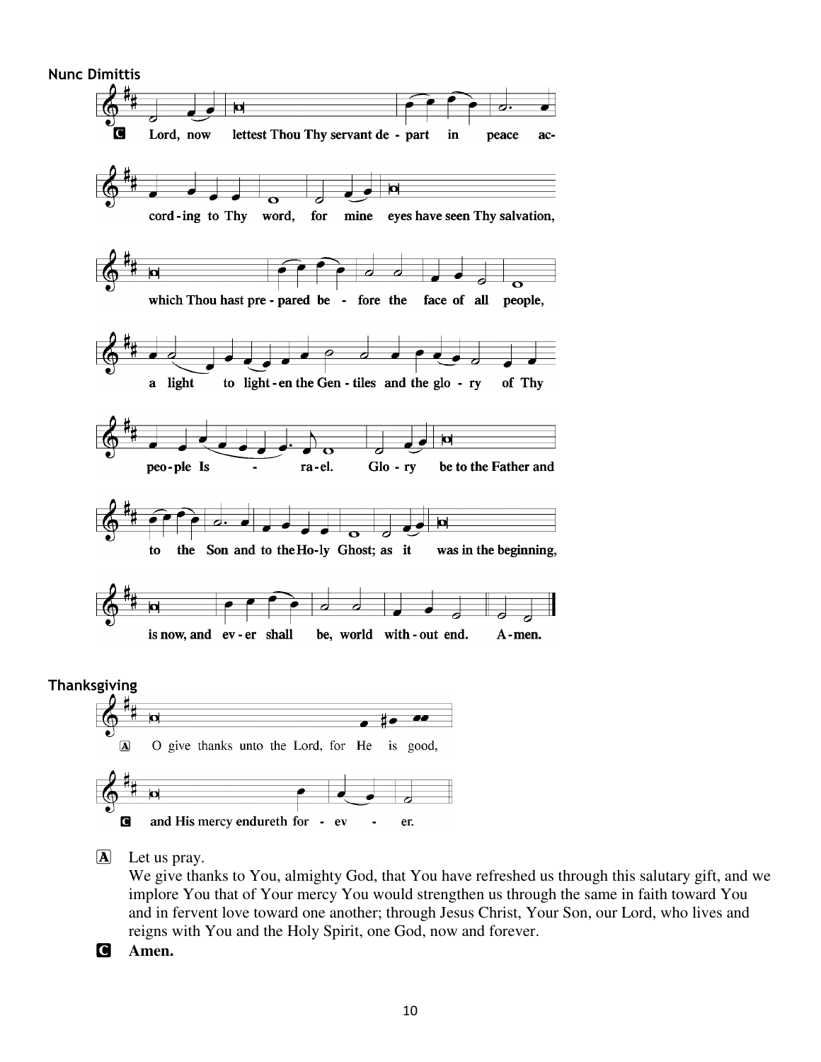**Nunc Dimittis**

C Lord, now lettest Thou Thy servant de - part in peace ac-

cord - ing to Thy word, for mine eyes have seen Thy salvation,

which Thou hast pre - pared be - fore the face of all people,

a light to light - en the Gen - tiles and the glo - ry of Thy

peo - ple Is - ra - el. Glo - ry be to the Father and

to the Son and to the Ho - ly Ghost; as it was in the beginning,

is now, and ev - er shall be, world with - out end. A - men.

**Thanksgiving**

A O give thanks unto the Lord, for He is good,

C and His mercy endureth for - ev - er.

A Let us pray.
We give thanks to You, almighty God, that You have refreshed us through this salutary gift, and we implore You that of Your mercy You would strengthen us through the same in faith toward You and in fervent love toward one another; through Jesus Christ, Your Son, our Lord, who lives and reigns with You and the Holy Spirit, one God, now and forever.

C **Amen.**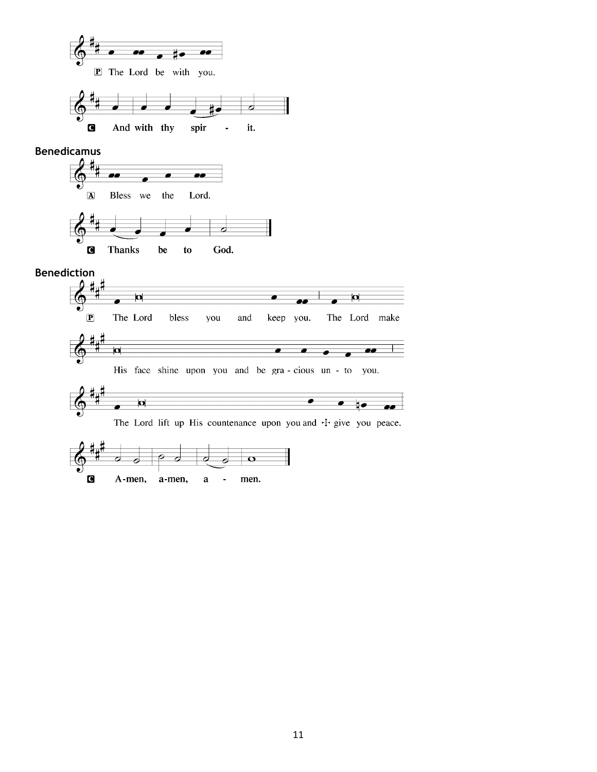P The Lord be with you.

**C And with thy spir - it.**

## Benedicamus

A Bless we the Lord.

**C Thanks be to God.**

## Benediction

P The Lord bless you and keep you. The Lord make His face shine upon you and be gra - cious un - to you. The Lord lift up His countenance upon you and ☩ give you peace.

**C A-men, a-men, a - men.**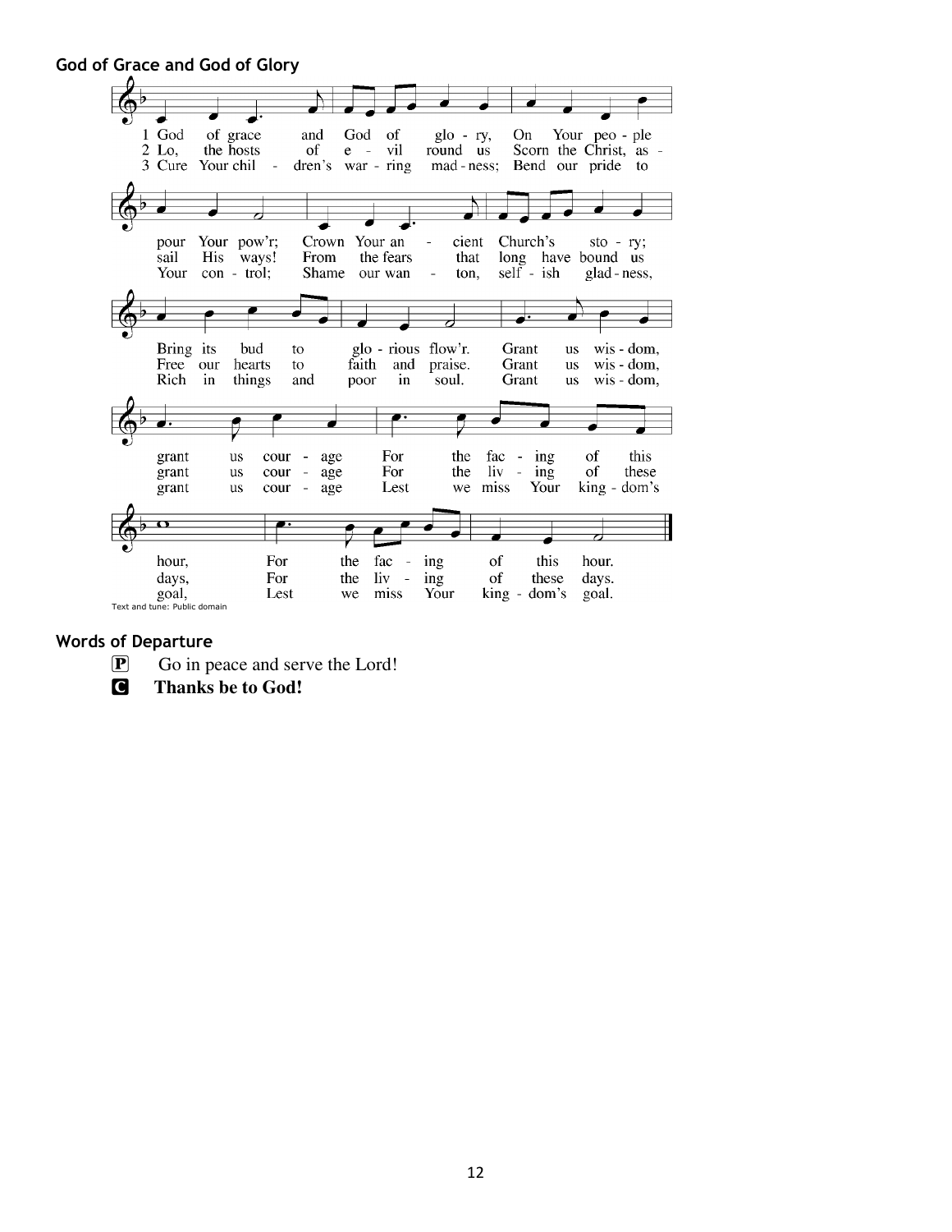### God of Grace and God of Glory

1 God of grace and God of glory, On Your people pour Your pow'r; Crown Your ancient Church's story; Bring its bud to glorious flow'r. Grant us wisdom, grant us courage For the facing of this hour, For the facing of this hour.

2 Lo, the hosts of evil round us Scorn the Christ, assail His ways! From the fears that long have bound us Free our hearts to faith and praise. Grant us wisdom, grant us courage For the living of these days, For the living of these days.

3 Cure Your children's warring madness; Bend our pride to Your control; Shame our wanton, selfish gladness, Rich in things and poor in soul. Grant us wisdom, grant us courage Lest we miss Your kingdom's goal, Lest we miss Your kingdom's goal.

Text and tune: Public domain

### Words of Departure

**P** Go in peace and serve the Lord!

**C** **Thanks be to God!**